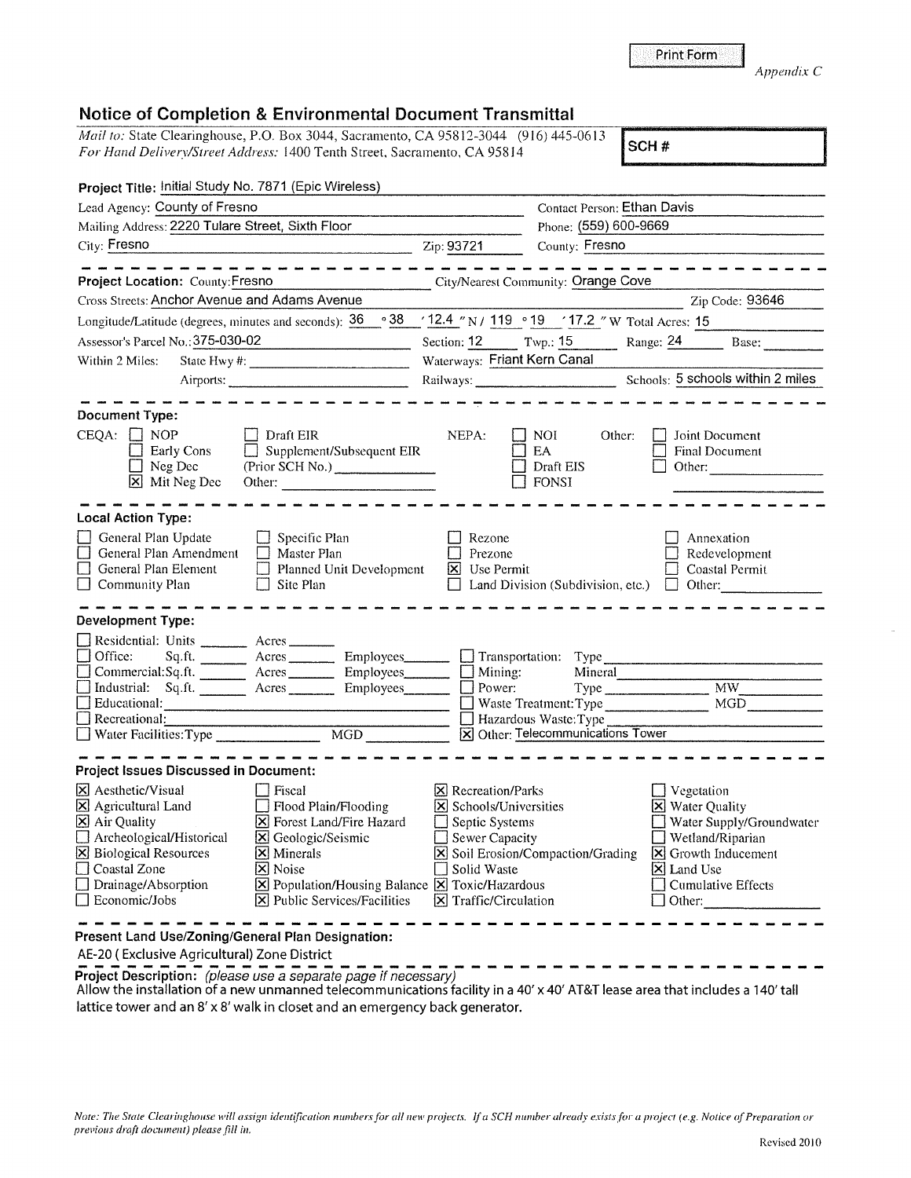Print Form

*Appendix C*

## Notice of Completion & Environmental Document Transmittal

*Mail to:* State Clearinghouse, P.O. Box 3044, Sacramento, CA 95812-3044 (916) 445-0613
*For Hand Delivery/Street Address:* 1400 Tenth Street, Sacramento, CA 95814

**SCH #**

**Project Title:** Initial Study No. 7871 (Epic Wireless)

Lead Agency: County of Fresno — Contact Person: Ethan Davis

Mailing Address: 2220 Tulare Street, Sixth Floor — Phone: (559) 600-9669

City: Fresno — Zip: 93721 — County: Fresno

---

**Project Location:** County: Fresno — City/Nearest Community: Orange Cove

Cross Streets: Anchor Avenue and Adams Avenue — Zip Code: 93646

Longitude/Latitude (degrees, minutes and seconds): 36 ° 38 ′ 12.4 ″ N / 119 ° 19 ′ 17.2 ″ W Total Acres: 15

Assessor's Parcel No.: 375-030-02 — Section: 12 — Twp.: 15 — Range: 24 — Base:

Within 2 Miles: State Hwy #: — Waterways: Friant Kern Canal

Airports: — Railways: — Schools: 5 schools within 2 miles

---

**Document Type:**

CEQA:
- [ ] NOP
- [ ] Early Cons
- [ ] Neg Dec
- [x] Mit Neg Dec
- [ ] Draft EIR
- [ ] Supplement/Subsequent EIR (Prior SCH No.)
- Other:

NEPA:
- [ ] NOI
- [ ] EA
- [ ] Draft EIS
- [ ] FONSI

Other:
- [ ] Joint Document
- [ ] Final Document
- [ ] Other:

---

**Local Action Type:**

- [ ] General Plan Update
- [ ] General Plan Amendment
- [ ] General Plan Element
- [ ] Community Plan
- [ ] Specific Plan
- [ ] Master Plan
- [ ] Planned Unit Development
- [ ] Site Plan
- [ ] Rezone
- [ ] Prezone
- [x] Use Permit
- [ ] Land Division (Subdivision, etc.)
- [ ] Annexation
- [ ] Redevelopment
- [ ] Coastal Permit
- [ ] Other:

---

**Development Type:**

- [ ] Residential: Units ___ Acres ___
- [ ] Office: Sq.ft. ___ Acres ___ Employees ___
- [ ] Commercial: Sq.ft. ___ Acres ___ Employees ___
- [ ] Industrial: Sq.ft. ___ Acres ___ Employees ___
- [ ] Educational:
- [ ] Recreational:
- [ ] Water Facilities: Type ___ MGD ___
- [ ] Transportation: Type
- [ ] Mining: Mineral
- [ ] Power: Type ___ MW ___
- [ ] Waste Treatment: Type ___ MGD ___
- [ ] Hazardous Waste: Type
- [x] Other: Telecommunications Tower

---

**Project Issues Discussed in Document:**

- [x] Aesthetic/Visual
- [x] Agricultural Land
- [x] Air Quality
- [ ] Archeological/Historical
- [x] Biological Resources
- [ ] Coastal Zone
- [ ] Drainage/Absorption
- [ ] Economic/Jobs
- [ ] Fiscal
- [ ] Flood Plain/Flooding
- [x] Forest Land/Fire Hazard
- [x] Geologic/Seismic
- [x] Minerals
- [x] Noise
- [x] Population/Housing Balance
- [x] Public Services/Facilities
- [x] Recreation/Parks
- [x] Schools/Universities
- [ ] Septic Systems
- [ ] Sewer Capacity
- [x] Soil Erosion/Compaction/Grading
- [ ] Solid Waste
- [x] Toxic/Hazardous
- [x] Traffic/Circulation
- [ ] Vegetation
- [x] Water Quality
- [ ] Water Supply/Groundwater
- [ ] Wetland/Riparian
- [x] Growth Inducement
- [x] Land Use
- [ ] Cumulative Effects
- [ ] Other:

---

**Present Land Use/Zoning/General Plan Designation:**

AE-20 ( Exclusive Agricultural) Zone District

**Project Description:** *(please use a separate page if necessary)*

Allow the installation of a new unmanned telecommunications facility in a 40' x 40' AT&T lease area that includes a 140' tall lattice tower and an 8' x 8' walk in closet and an emergency back generator.

*Note: The State Clearinghouse will assign identification numbers for all new projects. If a SCH number already exists for a project (e.g. Notice of Preparation or previous draft document) please fill in.*

Revised 2010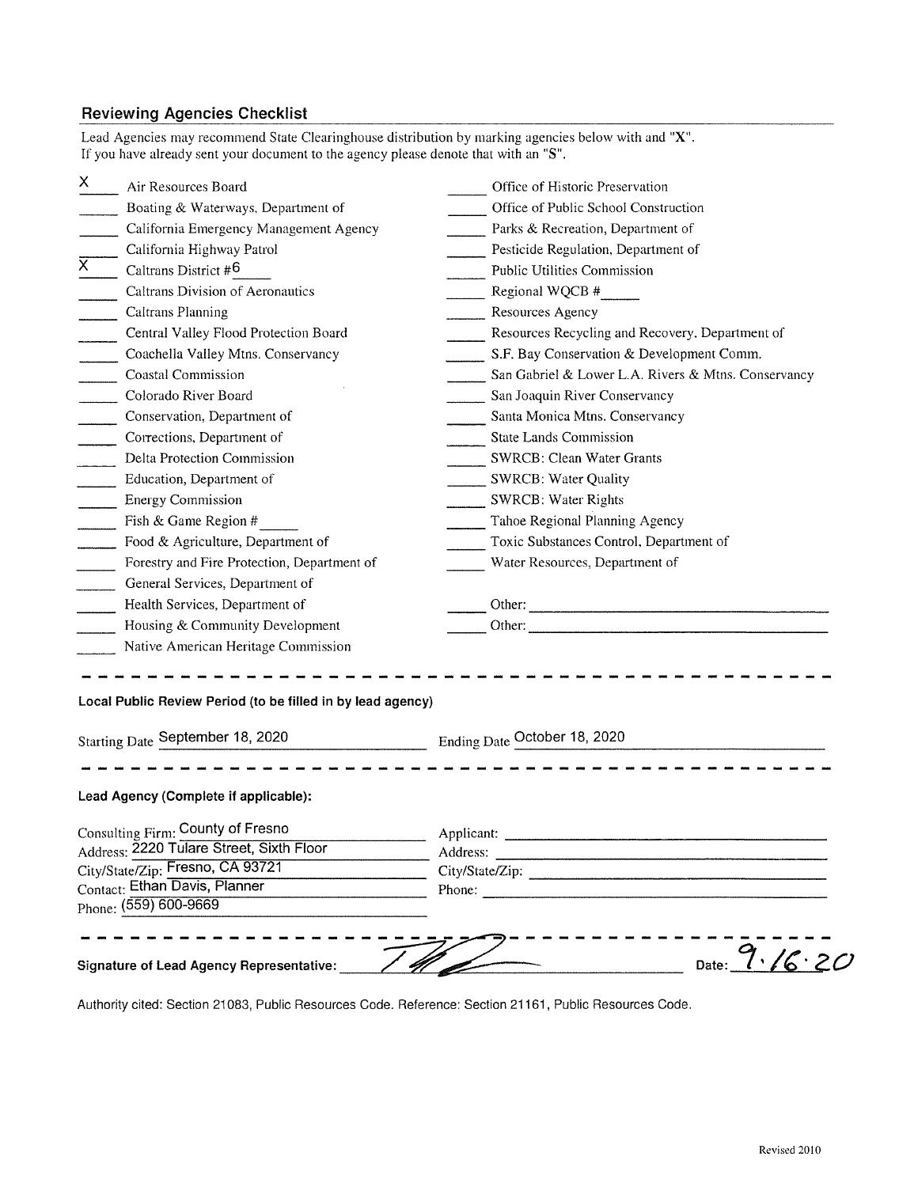## Reviewing Agencies Checklist

Lead Agencies may recommend State Clearinghouse distribution by marking agencies below with and "X".
If you have already sent your document to the agency please denote that with an "S".

| | |
|---|---|
| X Air Resources Board | ___ Office of Historic Preservation |
| ___ Boating & Waterways, Department of | ___ Office of Public School Construction |
| ___ California Emergency Management Agency | ___ Parks & Recreation, Department of |
| ___ California Highway Patrol | ___ Pesticide Regulation, Department of |
| X Caltrans District #6 | ___ Public Utilities Commission |
| ___ Caltrans Division of Aeronautics | ___ Regional WQCB #___ |
| ___ Caltrans Planning | ___ Resources Agency |
| ___ Central Valley Flood Protection Board | ___ Resources Recycling and Recovery, Department of |
| ___ Coachella Valley Mtns. Conservancy | ___ S.F. Bay Conservation & Development Comm. |
| ___ Coastal Commission | ___ San Gabriel & Lower L.A. Rivers & Mtns. Conservancy |
| ___ Colorado River Board | ___ San Joaquin River Conservancy |
| ___ Conservation, Department of | ___ Santa Monica Mtns. Conservancy |
| ___ Corrections, Department of | ___ State Lands Commission |
| ___ Delta Protection Commission | ___ SWRCB: Clean Water Grants |
| ___ Education, Department of | ___ SWRCB: Water Quality |
| ___ Energy Commission | ___ SWRCB: Water Rights |
| ___ Fish & Game Region #___ | ___ Tahoe Regional Planning Agency |
| ___ Food & Agriculture, Department of | ___ Toxic Substances Control, Department of |
| ___ Forestry and Fire Protection, Department of | ___ Water Resources, Department of |
| ___ General Services, Department of | |
| ___ Health Services, Department of | ___ Other: ___ |
| ___ Housing & Community Development | ___ Other: ___ |
| ___ Native American Heritage Commission | |

---

**Local Public Review Period (to be filled in by lead agency)**

Starting Date September 18, 2020 Ending Date October 18, 2020

---

**Lead Agency (Complete if applicable):**

| | |
|---|---|
| Consulting Firm: County of Fresno | Applicant: |
| Address: 2220 Tulare Street, Sixth Floor | Address: |
| City/State/Zip: Fresno, CA 93721 | City/State/Zip: |
| Contact: Ethan Davis, Planner | Phone: |
| Phone: (559) 600-9669 | |

---

**Signature of Lead Agency Representative:** [signature] Date: 9.16.20

Authority cited: Section 21083, Public Resources Code. Reference: Section 21161, Public Resources Code.

Revised 2010